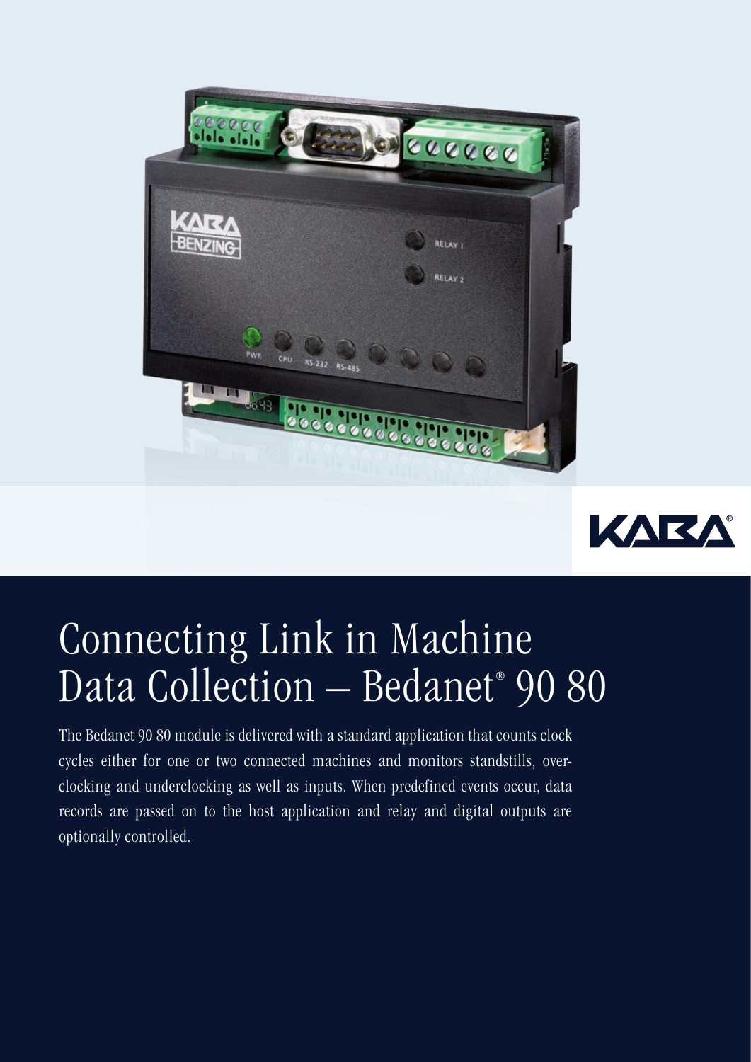# Connecting Link in Machine Data Collection – Bedanet® 90 80

The Bedanet 90 80 module is delivered with a standard application that counts clock cycles either for one or two connected machines and monitors standstills, over-clocking and underclocking as well as inputs. When predefined events occur, data records are passed on to the host application and relay and digital outputs are optionally controlled.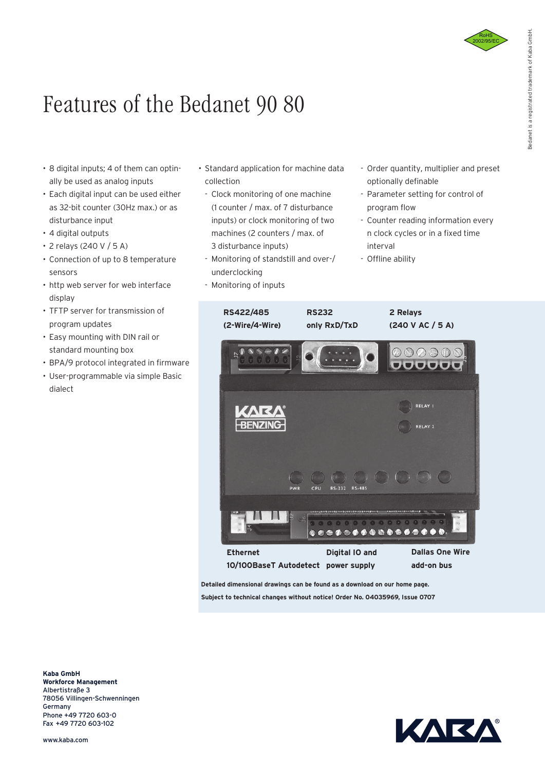RoHS 2002/95/EC

# Features of the Bedanet 90 80

- 8 digital inputs; 4 of them can optionally be used as analog inputs
- Each digital input can be used either as 32-bit counter (30Hz max.) or as disturbance input
- 4 digital outputs
- 2 relays (240 V / 5 A)
- Connection of up to 8 temperature sensors
- http web server for web interface display
- TFTP server for transmission of program updates
- Easy mounting with DIN rail or standard mounting box
- BPA/9 protocol integrated in firmware
- User-programmable via simple Basic dialect
- Standard application for machine data collection
  - Clock monitoring of one machine (1 counter / max. of 7 disturbance inputs) or clock monitoring of two machines (2 counters / max. of 3 disturbance inputs)
  - Monitoring of standstill and over-/ underclocking
  - Monitoring of inputs
  - Order quantity, multiplier and preset optionally definable
  - Parameter setting for control of program flow
  - Counter reading information every n clock cycles or in a fixed time interval
  - Offline ability

**RS422/485 (2-Wire/4-Wire)**

**RS232 only RxD/TxD**

**2 Relays (240 V AC / 5 A)**

**Ethernet 10/100BaseT Autodetect**

**Digital IO and power supply**

**Dallas One Wire add-on bus**

**Detailed dimensional drawings can be found as a download on our home page.**

**Subject to technical changes without notice! Order No. 04035969, Issue 0707**

Bedanet is a registrated trademark of Kaba GmbH.

**Kaba GmbH**
**Workforce Management**
Albertistraße 3
78056 Villingen-Schwenningen
Germany
Phone +49 7720 603-0
Fax +49 7720 603-102

www.kaba.com